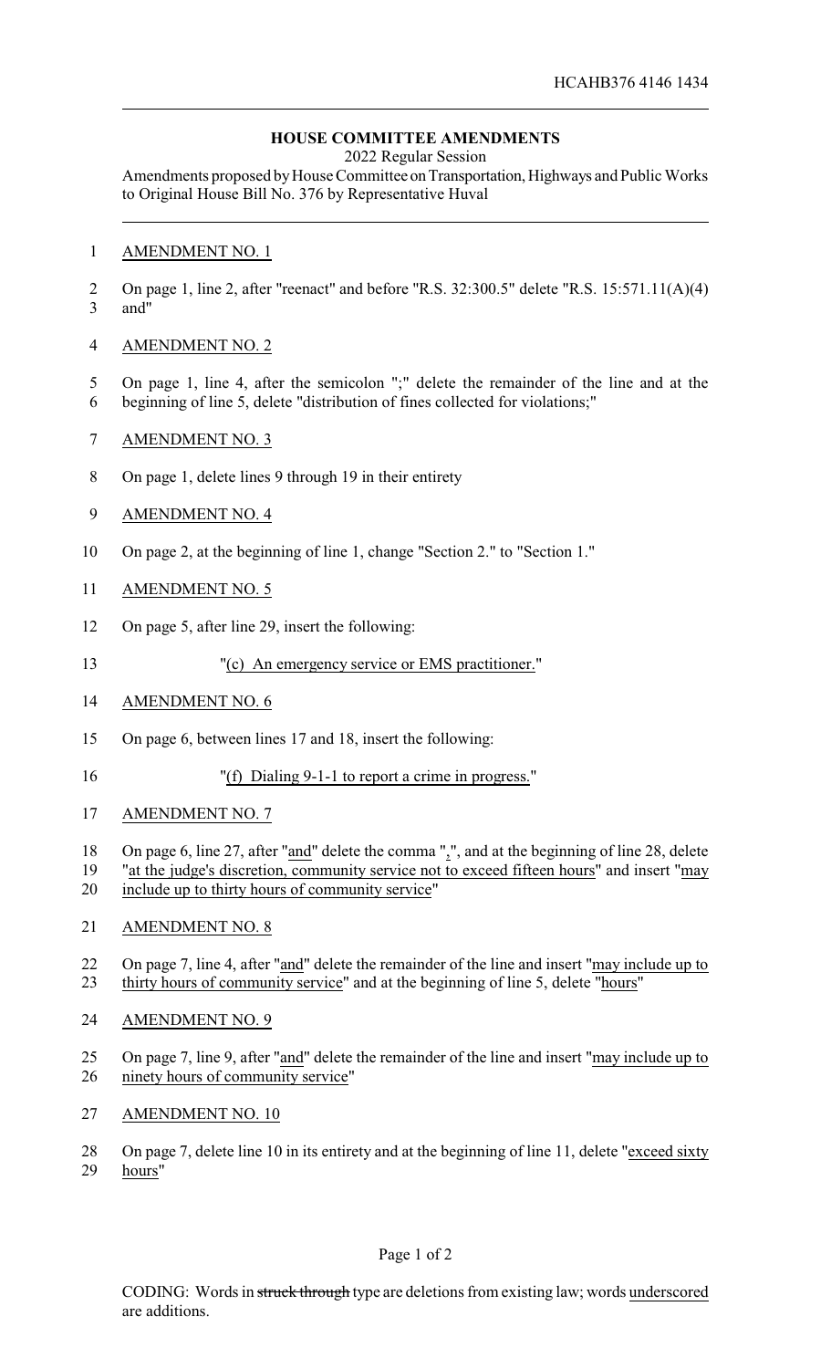HCAHB376 4146 1434

# HOUSE COMMITTEE AMENDMENTS

2022 Regular Session

Amendments proposed by House Committee on Transportation, Highways and Public Works to Original House Bill No. 376 by Representative Huval

AMENDMENT NO. 1

On page 1, line 2, after "reenact" and before "R.S. 32:300.5" delete "R.S. 15:571.11(A)(4) and"

AMENDMENT NO. 2

On page 1, line 4, after the semicolon ";" delete the remainder of the line and at the beginning of line 5, delete "distribution of fines collected for violations;"

AMENDMENT NO. 3

On page 1, delete lines 9 through 19 in their entirety

AMENDMENT NO. 4

On page 2, at the beginning of line 1, change "Section 2." to "Section 1."

AMENDMENT NO. 5

On page 5, after line 29, insert the following:

"(c) An emergency service or EMS practitioner."

AMENDMENT NO. 6

On page 6, between lines 17 and 18, insert the following:

"(f) Dialing 9-1-1 to report a crime in progress."

AMENDMENT NO. 7

On page 6, line 27, after "and" delete the comma ",", and at the beginning of line 28, delete "at the judge's discretion, community service not to exceed fifteen hours" and insert "may include up to thirty hours of community service"

AMENDMENT NO. 8

On page 7, line 4, after "and" delete the remainder of the line and insert "may include up to thirty hours of community service" and at the beginning of line 5, delete "hours"

AMENDMENT NO. 9

On page 7, line 9, after "and" delete the remainder of the line and insert "may include up to ninety hours of community service"

AMENDMENT NO. 10

On page 7, delete line 10 in its entirety and at the beginning of line 11, delete "exceed sixty hours"

CODING: Words in ~~struck through~~ type are deletions from existing law; words underscored are additions.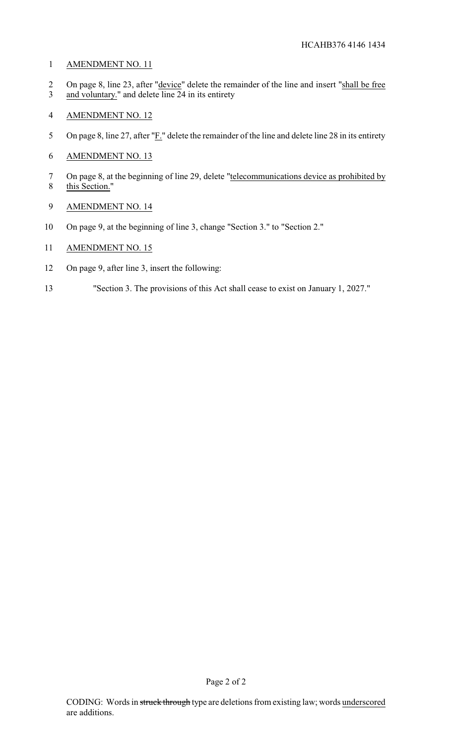AMENDMENT NO. 11

On page 8, line 23, after "device" delete the remainder of the line and insert "shall be free and voluntary." and delete line 24 in its entirety

AMENDMENT NO. 12

On page 8, line 27, after "F." delete the remainder of the line and delete line 28 in its entirety

AMENDMENT NO. 13

On page 8, at the beginning of line 29, delete "telecommunications device as prohibited by this Section."

AMENDMENT NO. 14

On page 9, at the beginning of line 3, change "Section 3." to "Section 2."

AMENDMENT NO. 15

On page 9, after line 3, insert the following:

"Section 3. The provisions of this Act shall cease to exist on January 1, 2027."

CODING: Words in ~~struck through~~ type are deletions from existing law; words underscored are additions.